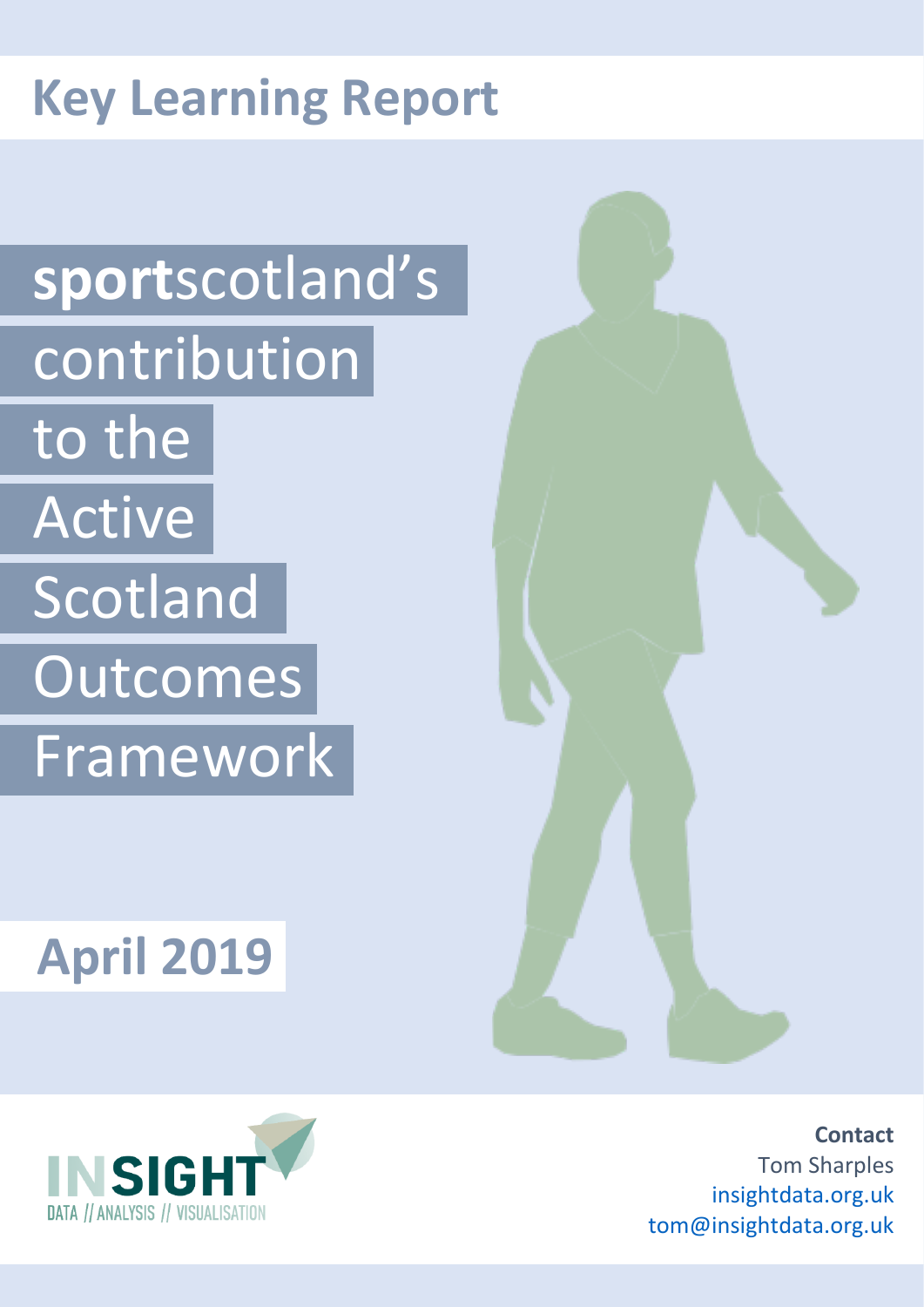# Key Learning Report

# **sport**scotland's contribution to the Active Scotland Outcomes Framework

**April 2019**

INSIGHT
DATA // ANALYSIS // VISUALISATION

**Contact**
Tom Sharples
insightdata.org.uk
tom@insightdata.org.uk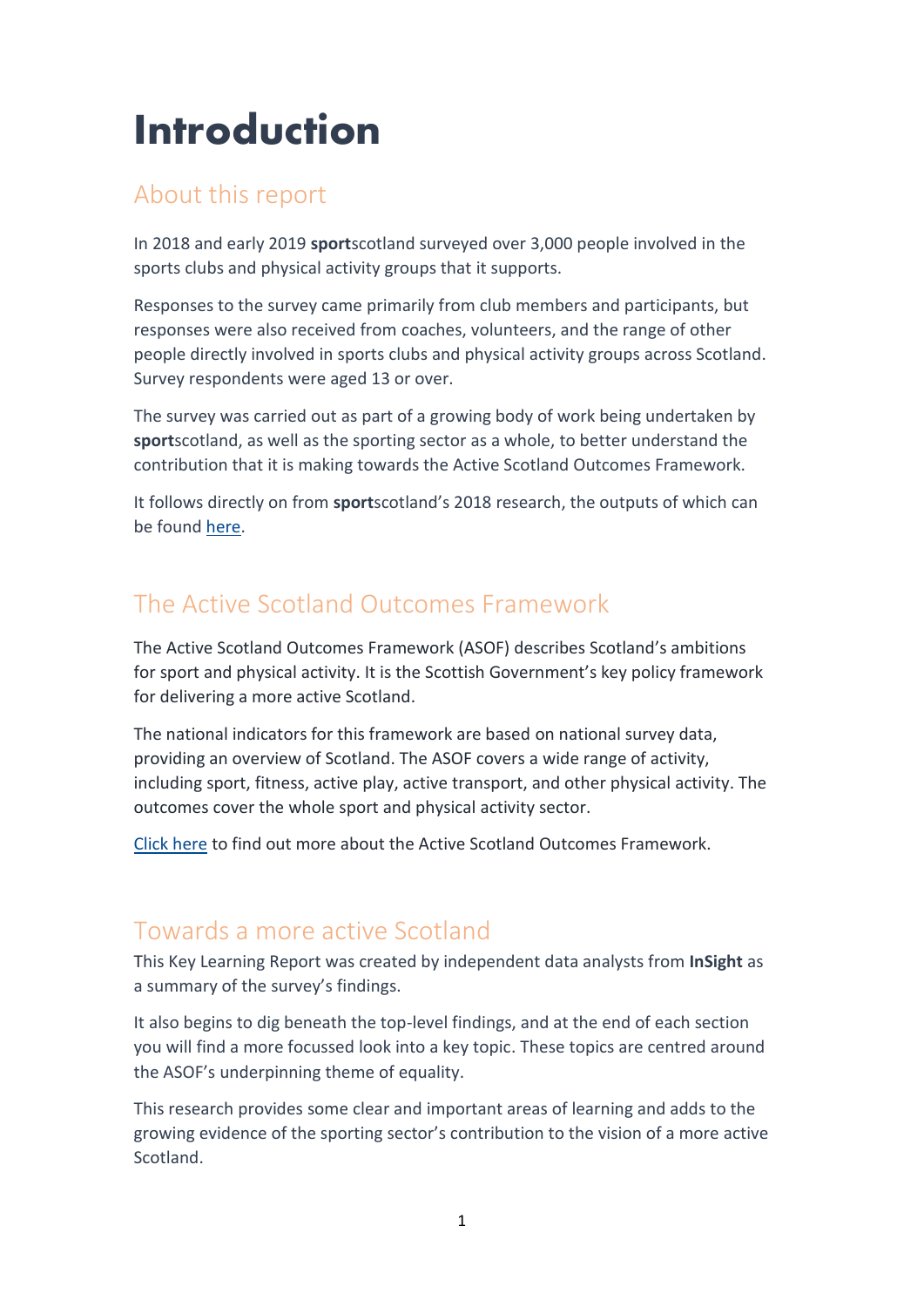# Introduction

## About this report

In 2018 and early 2019 **sport**scotland surveyed over 3,000 people involved in the sports clubs and physical activity groups that it supports.

Responses to the survey came primarily from club members and participants, but responses were also received from coaches, volunteers, and the range of other people directly involved in sports clubs and physical activity groups across Scotland. Survey respondents were aged 13 or over.

The survey was carried out as part of a growing body of work being undertaken by **sport**scotland, as well as the sporting sector as a whole, to better understand the contribution that it is making towards the Active Scotland Outcomes Framework.

It follows directly on from **sport**scotland's 2018 research, the outputs of which can be found here.

## The Active Scotland Outcomes Framework

The Active Scotland Outcomes Framework (ASOF) describes Scotland's ambitions for sport and physical activity. It is the Scottish Government's key policy framework for delivering a more active Scotland.

The national indicators for this framework are based on national survey data, providing an overview of Scotland. The ASOF covers a wide range of activity, including sport, fitness, active play, active transport, and other physical activity. The outcomes cover the whole sport and physical activity sector.

Click here to find out more about the Active Scotland Outcomes Framework.

## Towards a more active Scotland

This Key Learning Report was created by independent data analysts from **InSight** as a summary of the survey's findings.

It also begins to dig beneath the top-level findings, and at the end of each section you will find a more focussed look into a key topic. These topics are centred around the ASOF's underpinning theme of equality.

This research provides some clear and important areas of learning and adds to the growing evidence of the sporting sector's contribution to the vision of a more active Scotland.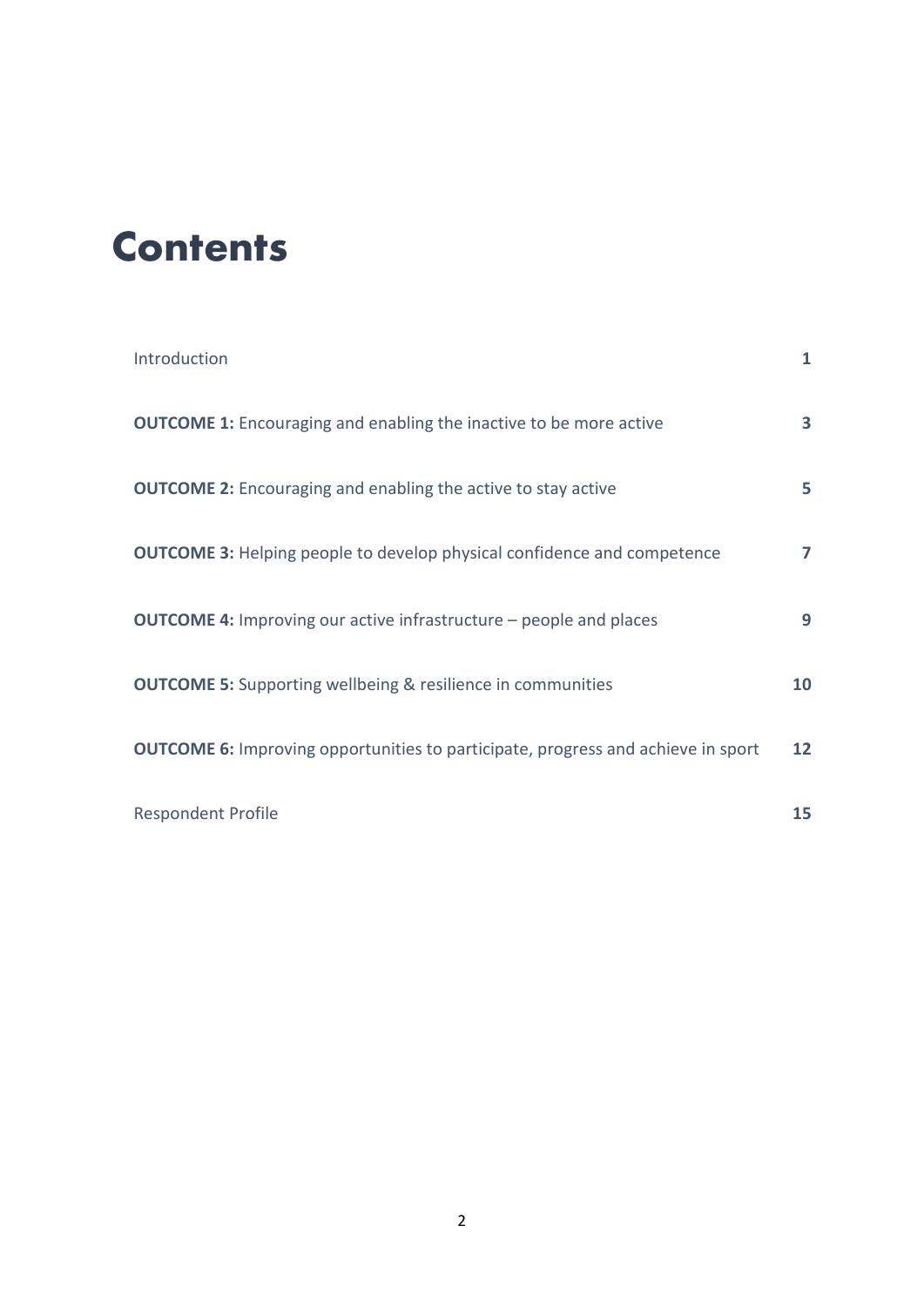# Contents

| | |
|---|---|
| Introduction | 1 |
| **OUTCOME 1:** Encouraging and enabling the inactive to be more active | **3** |
| **OUTCOME 2:** Encouraging and enabling the active to stay active | **5** |
| **OUTCOME 3:** Helping people to develop physical confidence and competence | **7** |
| **OUTCOME 4:** Improving our active infrastructure – people and places | **9** |
| **OUTCOME 5:** Supporting wellbeing & resilience in communities | **10** |
| **OUTCOME 6:** Improving opportunities to participate, progress and achieve in sport | **12** |
| Respondent Profile | **15** |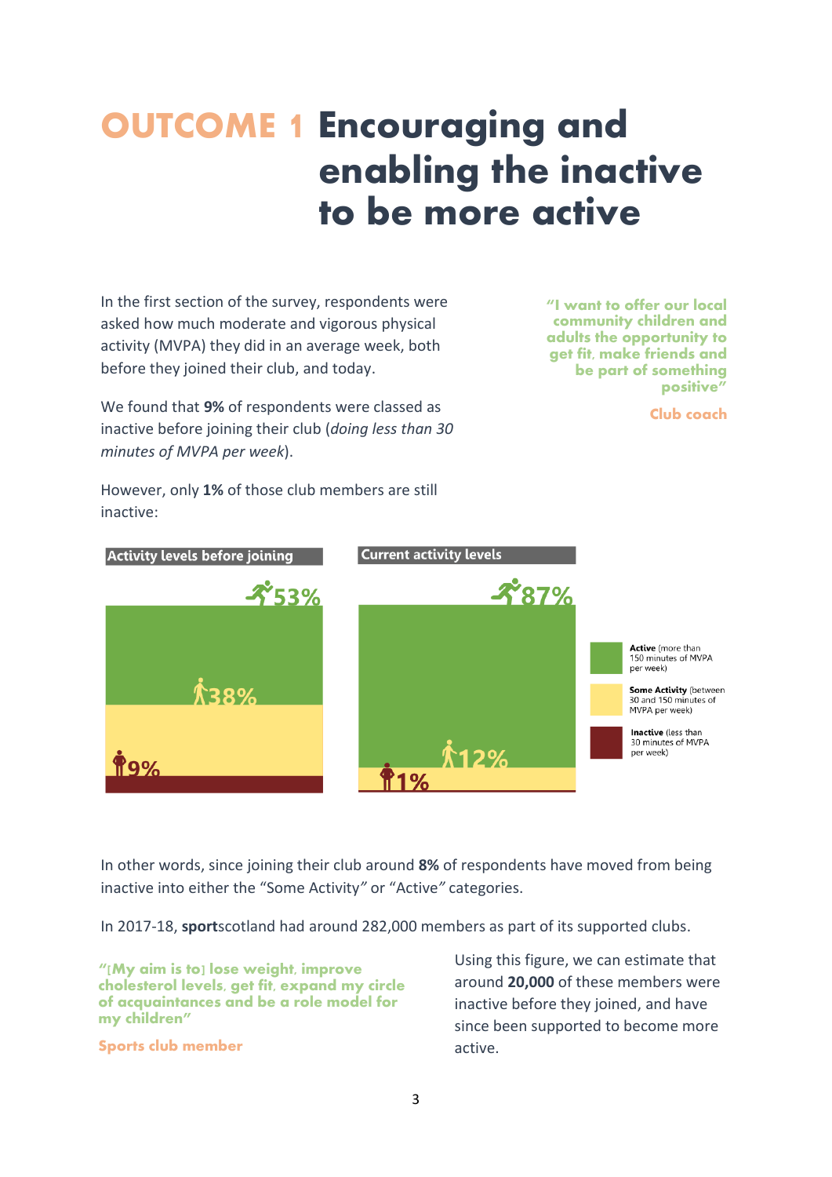# OUTCOME 1 Encouraging and enabling the inactive to be more active

In the first section of the survey, respondents were asked how much moderate and vigorous physical activity (MVPA) they did in an average week, both before they joined their club, and today.

We found that **9%** of respondents were classed as inactive before joining their club (*doing less than 30 minutes of MVPA per week*).

However, only **1%** of those club members are still inactive:

> "I want to offer our local community children and adults the opportunity to get fit, make friends and be part of something positive"
>
> Club coach

**Activity levels before joining**

- 53%
- 38%
- 9%

**Current activity levels**

- 87%
- 12%
- 1%

**Active** (more than 150 minutes of MVPA per week)

**Some Activity** (between 30 and 150 minutes of MVPA per week)

**Inactive** (less than 30 minutes of MVPA per week)

In other words, since joining their club around **8%** of respondents have moved from being inactive into either the "Some Activity" or "Active" categories.

In 2017-18, **sport**scotland had around 282,000 members as part of its supported clubs.

> "[My aim is to] lose weight, improve cholesterol levels, get fit, expand my circle of acquaintances and be a role model for my children"
>
> Sports club member

Using this figure, we can estimate that around **20,000** of these members were inactive before they joined, and have since been supported to become more active.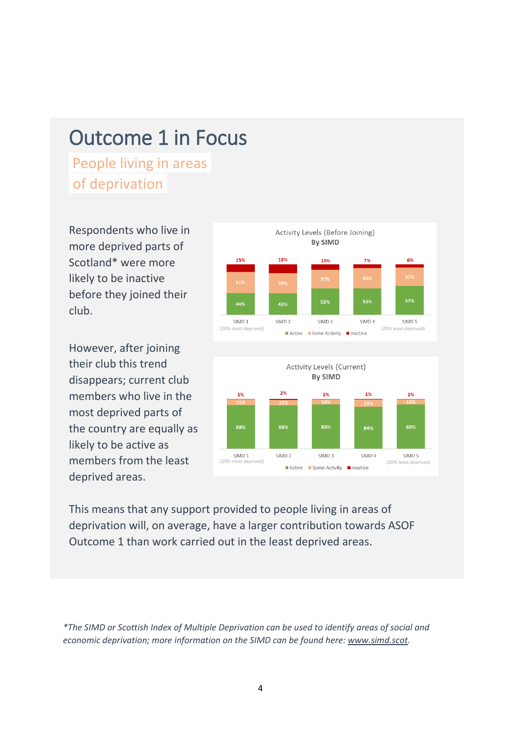# Outcome 1 in Focus

## People living in areas of deprivation

Respondents who live in more deprived parts of Scotland* were more likely to be inactive before they joined their club.

**Activity Levels (Before Joining) By SIMD**

| | SIMD 1 (20% most deprived) | SIMD 2 | SIMD 3 | SIMD 4 | SIMD 5 (20% least deprived) |
|---|---|---|---|---|---|
| Active | 44% | 43% | 52% | 53% | 57% |
| Some Activity | 41% | 39% | 37% | 40% | 37% |
| Inactive | 15% | 18% | 10% | 7% | 6% |

However, after joining their club this trend disappears; current club members who live in the most deprived parts of the country are equally as likely to be active as members from the least deprived areas.

**Activity Levels (Current) By SIMD**

| | SIMD 1 (20% most deprived) | SIMD 2 | SIMD 3 | SIMD 4 | SIMD 5 (20% least deprived) |
|---|---|---|---|---|---|
| Active | 88% | 88% | 89% | 84% | 89% |
| Some Activity | 11% | 11% | 10% | 15% | 10% |
| Inactive | 1% | 2% | 1% | 1% | 1% |

This means that any support provided to people living in areas of deprivation will, on average, have a larger contribution towards ASOF Outcome 1 than work carried out in the least deprived areas.

*\*The SIMD or Scottish Index of Multiple Deprivation can be used to identify areas of social and economic deprivation; more information on the SIMD can be found here: www.simd.scot.*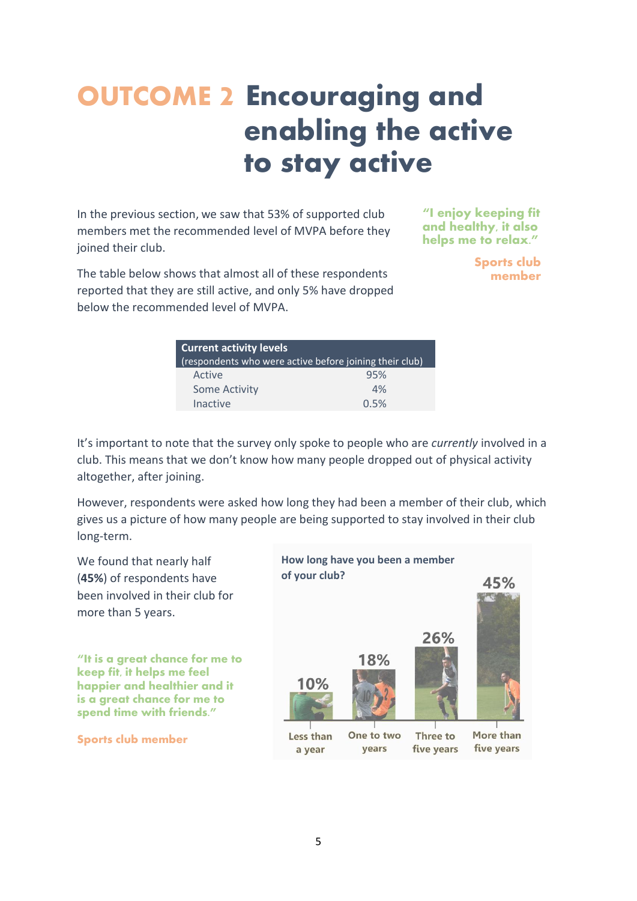# OUTCOME 2 Encouraging and enabling the active to stay active

In the previous section, we saw that 53% of supported club members met the recommended level of MVPA before they joined their club.

The table below shows that almost all of these respondents reported that they are still active, and only 5% have dropped below the recommended level of MVPA.

> "I enjoy keeping fit and healthy, it also helps me to relax."
>
> Sports club member

| Current activity levels (respondents who were active before joining their club) | |
|---|---|
| Active | 95% |
| Some Activity | 4% |
| Inactive | 0.5% |

It's important to note that the survey only spoke to people who are *currently* involved in a club. This means that we don't know how many people dropped out of physical activity altogether, after joining.

However, respondents were asked how long they had been a member of their club, which gives us a picture of how many people are being supported to stay involved in their club long-term.

We found that nearly half (**45%**) of respondents have been involved in their club for more than 5 years.

> "It is a great chance for me to keep fit, it helps me feel happier and healthier and it is a great chance for me to spend time with friends."
>
> Sports club member

**How long have you been a member of your club?**

| Less than a year | One to two years | Three to five years | More than five years |
|---|---|---|---|
| 10% | 18% | 26% | 45% |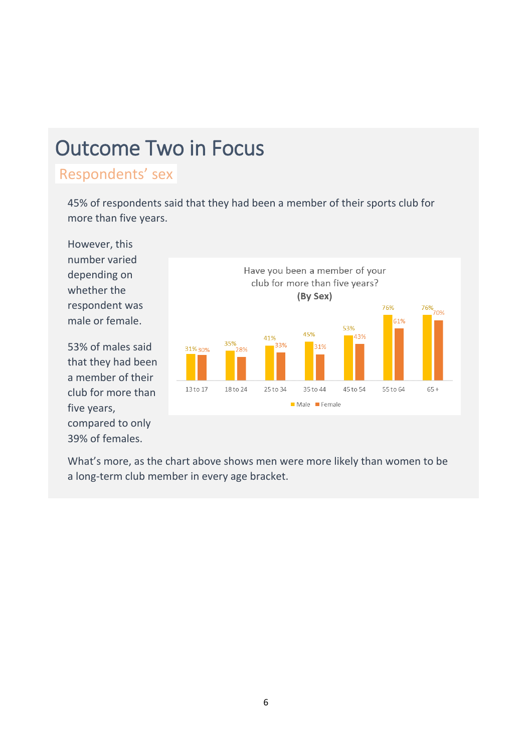# Outcome Two in Focus

## Respondents' sex

45% of respondents said that they had been a member of their sports club for more than five years.

However, this number varied depending on whether the respondent was male or female.

53% of males said that they had been a member of their club for more than five years, compared to only 39% of females.

**Have you been a member of your club for more than five years? (By Sex)**

| Age | Male | Female |
|---|---|---|
| 13 to 17 | 31% | 30% |
| 18 to 24 | 35% | 28% |
| 25 to 34 | 41% | 33% |
| 35 to 44 | 45% | 31% |
| 45 to 54 | 53% | 43% |
| 55 to 64 | 76% | 61% |
| 65 + | 76% | 70% |

What's more, as the chart above shows men were more likely than women to be a long-term club member in every age bracket.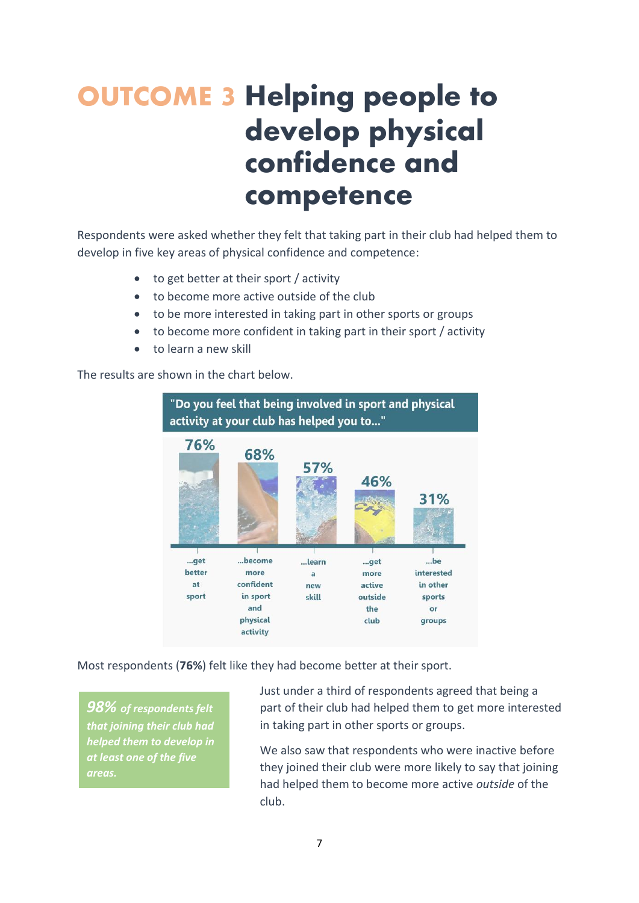# OUTCOME 3 Helping people to develop physical confidence and competence

Respondents were asked whether they felt that taking part in their club had helped them to develop in five key areas of physical confidence and competence:

- to get better at their sport / activity
- to become more active outside of the club
- to be more interested in taking part in other sports or groups
- to become more confident in taking part in their sport / activity
- to learn a new skill

The results are shown in the chart below.

"Do you feel that being involved in sport and physical activity at your club has helped you to..."

| ...get better at sport | ...become more confident in sport and physical activity | ...learn a new skill | ...get more active outside the club | ...be interested in other sports or groups |
|---|---|---|---|---|
| 76% | 68% | 57% | 46% | 31% |

Most respondents (**76%**) felt like they had become better at their sport.

*98% of respondents felt that joining their club had helped them to develop in at least one of the five areas.*

Just under a third of respondents agreed that being a part of their club had helped them to get more interested in taking part in other sports or groups.

We also saw that respondents who were inactive before they joined their club were more likely to say that joining had helped them to become more active *outside* of the club.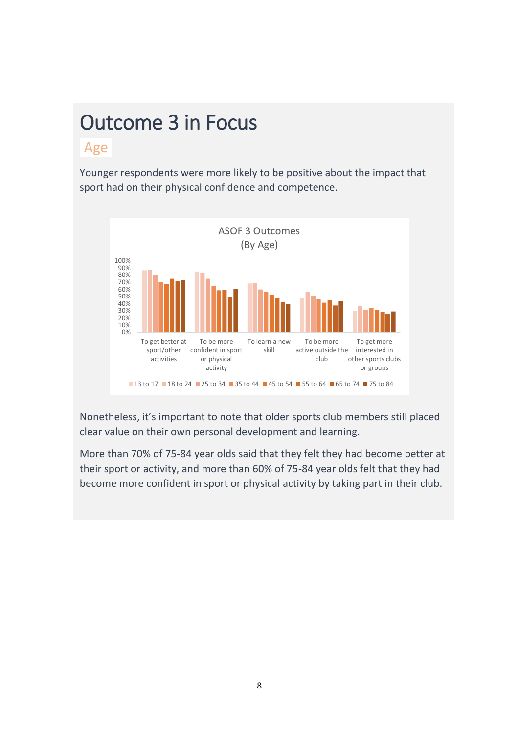# Outcome 3 in Focus

## Age

Younger respondents were more likely to be positive about the impact that sport had on their physical confidence and competence.

ASOF 3 Outcomes
(By Age)

Nonetheless, it's important to note that older sports club members still placed clear value on their own personal development and learning.

More than 70% of 75-84 year olds said that they felt they had become better at their sport or activity, and more than 60% of 75-84 year olds felt that they had become more confident in sport or physical activity by taking part in their club.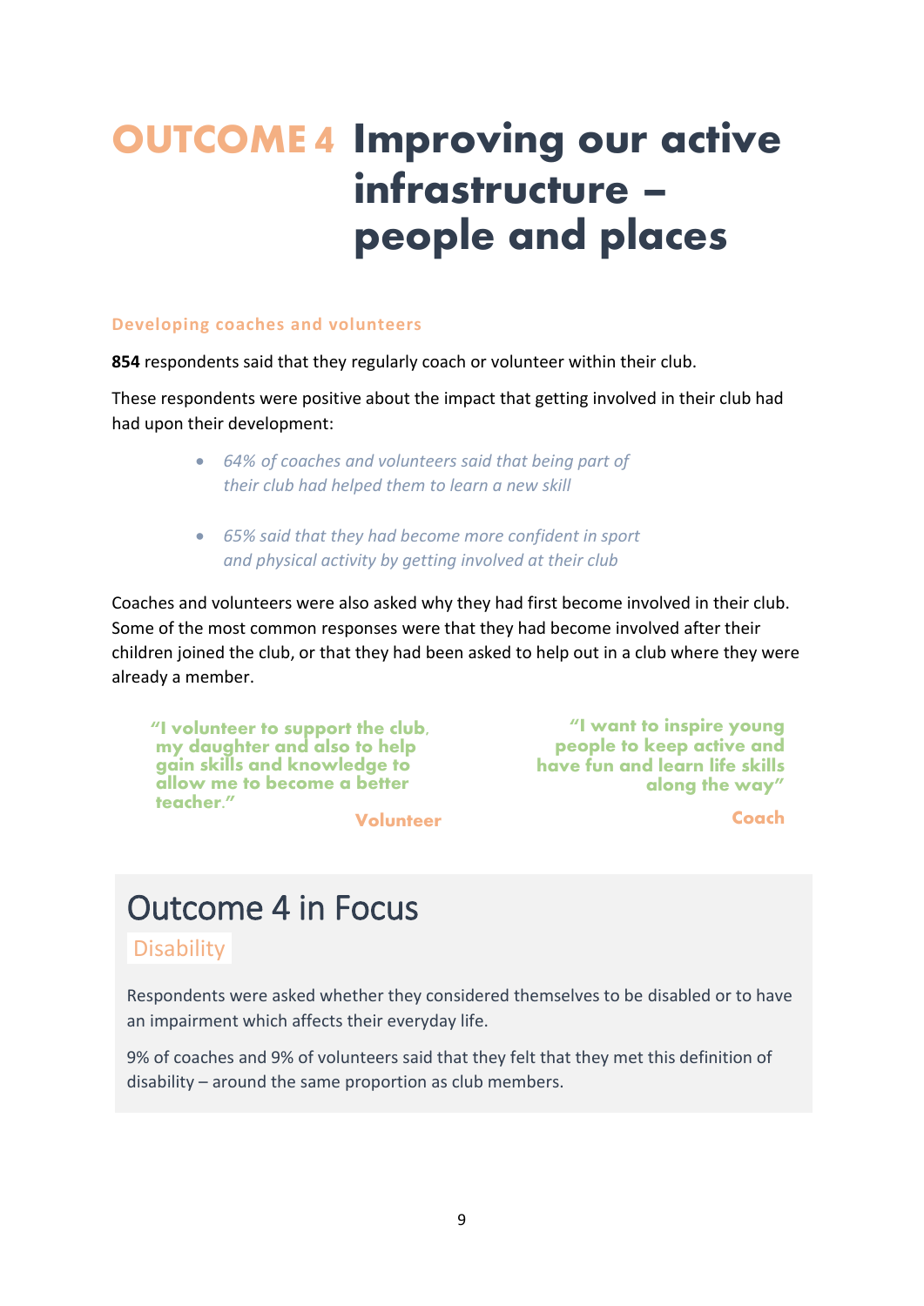# OUTCOME 4 Improving our active infrastructure – people and places

### Developing coaches and volunteers

**854** respondents said that they regularly coach or volunteer within their club.

These respondents were positive about the impact that getting involved in their club had had upon their development:

- *64% of coaches and volunteers said that being part of their club had helped them to learn a new skill*
- *65% said that they had become more confident in sport and physical activity by getting involved at their club*

Coaches and volunteers were also asked why they had first become involved in their club. Some of the most common responses were that they had become involved after their children joined the club, or that they had been asked to help out in a club where they were already a member.

> **"I volunteer to support the club, my daughter and also to help gain skills and knowledge to allow me to become a better teacher."**
>
> **Volunteer**

> **"I want to inspire young people to keep active and have fun and learn life skills along the way"**
>
> **Coach**

## Outcome 4 in Focus

### Disability

Respondents were asked whether they considered themselves to be disabled or to have an impairment which affects their everyday life.

9% of coaches and 9% of volunteers said that they felt that they met this definition of disability – around the same proportion as club members.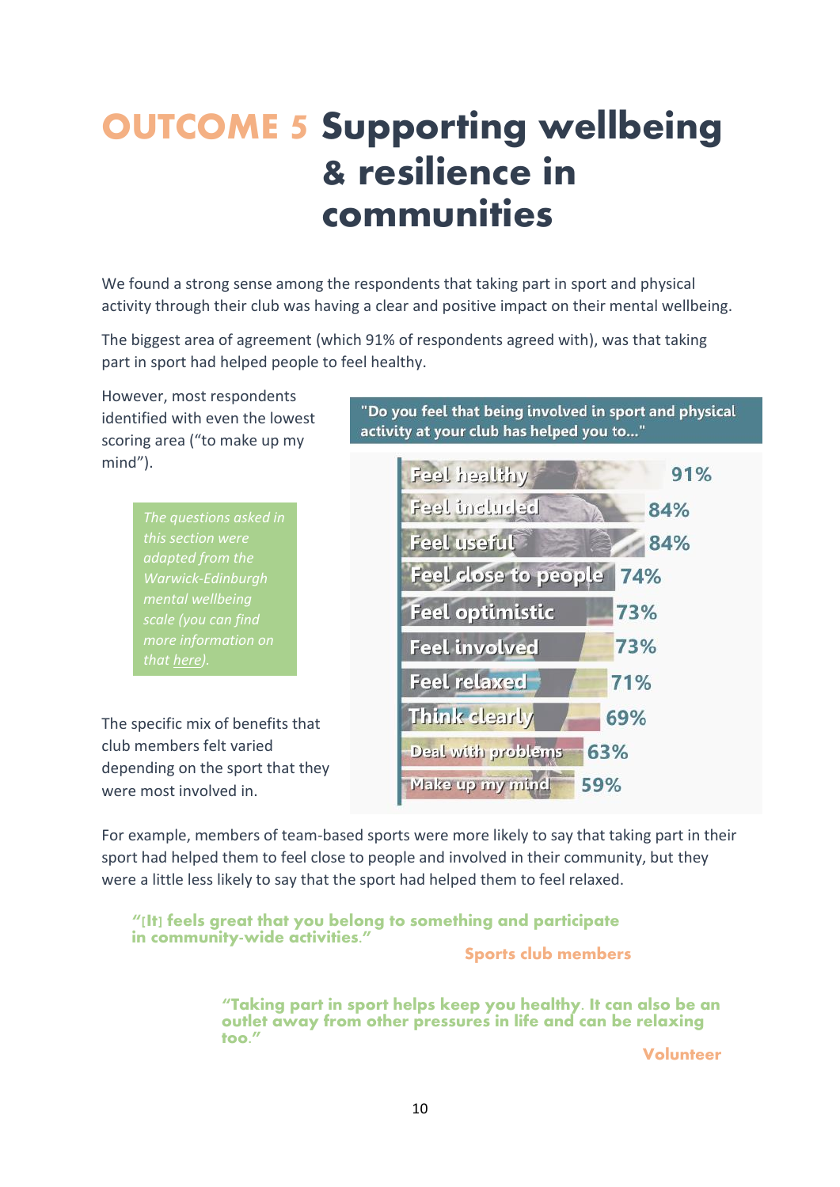# OUTCOME 5 Supporting wellbeing & resilience in communities

We found a strong sense among the respondents that taking part in sport and physical activity through their club was having a clear and positive impact on their mental wellbeing.

The biggest area of agreement (which 91% of respondents agreed with), was that taking part in sport had helped people to feel healthy.

However, most respondents identified with even the lowest scoring area ("to make up my mind").

*The questions asked in this section were adapted from the Warwick-Edinburgh mental wellbeing scale (you can find more information on that here).*

"Do you feel that being involved in sport and physical activity at your club has helped you to..."

| | |
|---|---|
| Feel healthy | 91% |
| Feel included | 84% |
| Feel useful | 84% |
| Feel close to people | 74% |
| Feel optimistic | 73% |
| Feel involved | 73% |
| Feel relaxed | 71% |
| Think clearly | 69% |
| Deal with problems | 63% |
| Make up my mind | 59% |

The specific mix of benefits that club members felt varied depending on the sport that they were most involved in.

For example, members of team-based sports were more likely to say that taking part in their sport had helped them to feel close to people and involved in their community, but they were a little less likely to say that the sport had helped them to feel relaxed.

**"[It] feels great that you belong to something and participate in community-wide activities."**

**Sports club members**

**"Taking part in sport helps keep you healthy. It can also be an outlet away from other pressures in life and can be relaxing too."**

**Volunteer**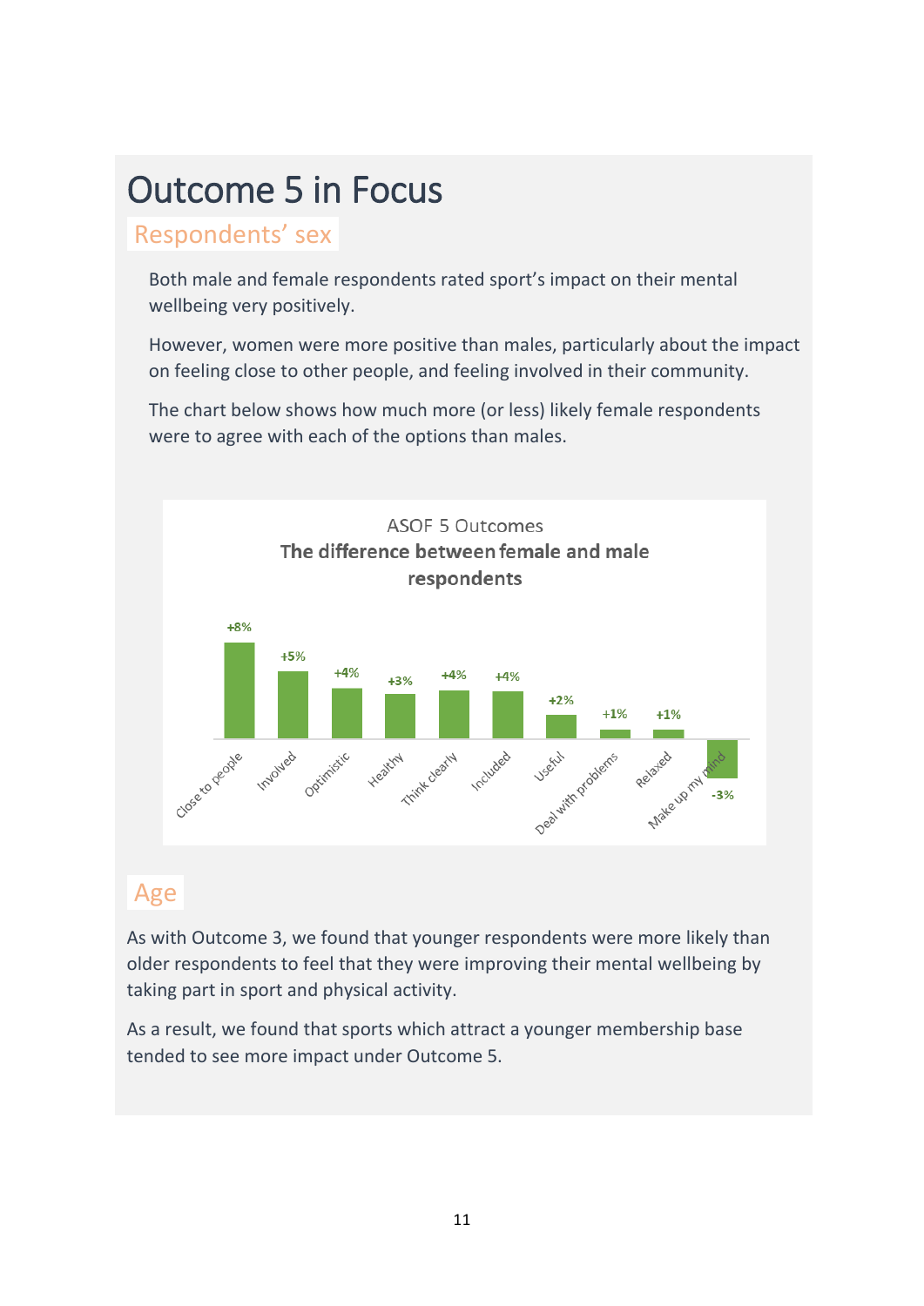# Outcome 5 in Focus

## Respondents' sex

Both male and female respondents rated sport's impact on their mental wellbeing very positively.

However, women were more positive than males, particularly about the impact on feeling close to other people, and feeling involved in their community.

The chart below shows how much more (or less) likely female respondents were to agree with each of the options than males.

ASOF 5 Outcomes
**The difference between female and male respondents**

| Option | Difference |
| --- | --- |
| Close to people | +8% |
| Involved | +5% |
| Optimistic | +4% |
| Healthy | +3% |
| Think clearly | +4% |
| Included | +4% |
| Useful | +2% |
| Deal with problems | +1% |
| Relaxed | +1% |
| Make up my mind | -3% |

## Age

As with Outcome 3, we found that younger respondents were more likely than older respondents to feel that they were improving their mental wellbeing by taking part in sport and physical activity.

As a result, we found that sports which attract a younger membership base tended to see more impact under Outcome 5.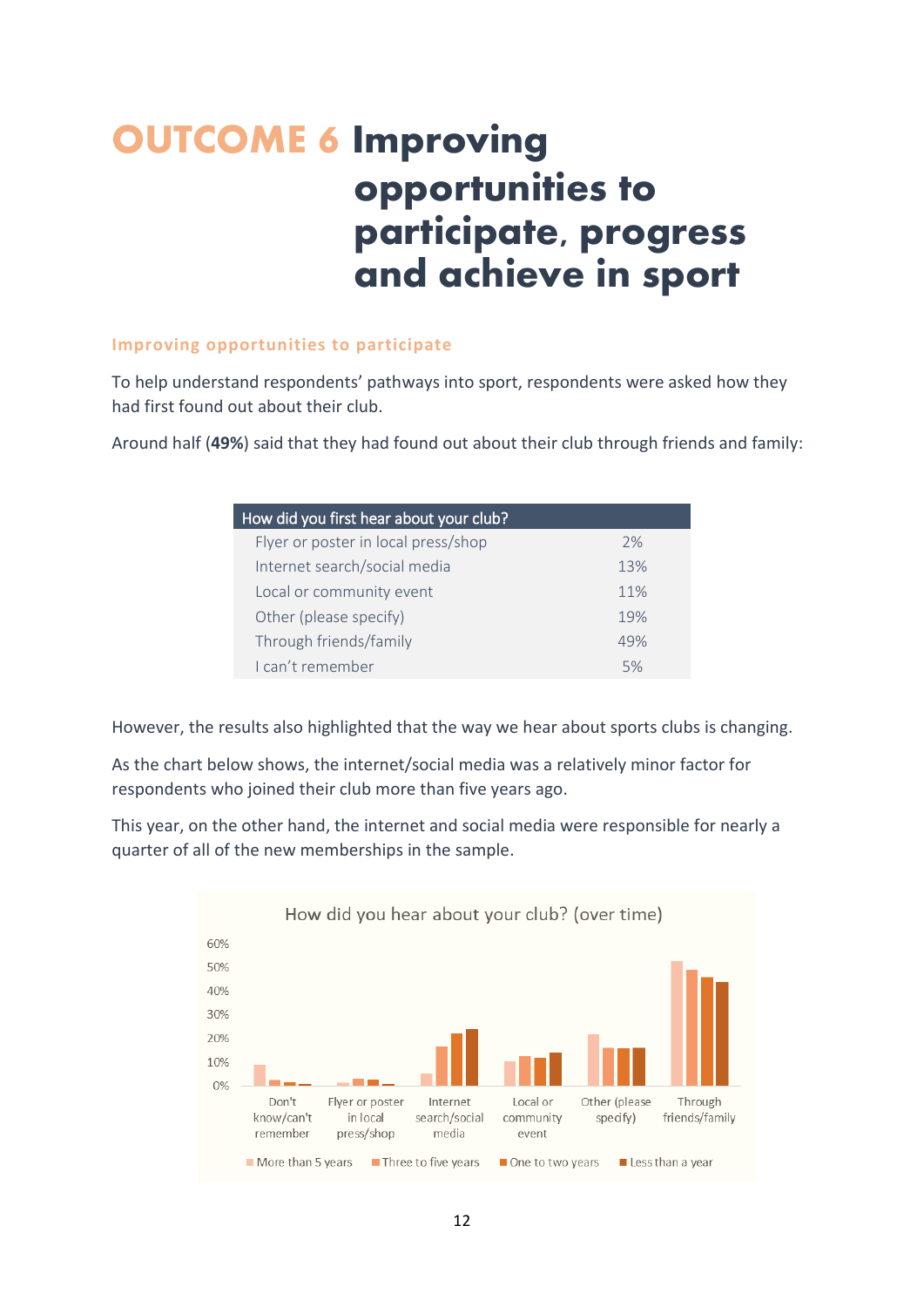# OUTCOME 6 Improving opportunities to participate, progress and achieve in sport

### Improving opportunities to participate

To help understand respondents' pathways into sport, respondents were asked how they had first found out about their club.

Around half (**49%**) said that they had found out about their club through friends and family:

| How did you first hear about your club? | |
|---|---|
| Flyer or poster in local press/shop | 2% |
| Internet search/social media | 13% |
| Local or community event | 11% |
| Other (please specify) | 19% |
| Through friends/family | 49% |
| I can't remember | 5% |

However, the results also highlighted that the way we hear about sports clubs is changing.

As the chart below shows, the internet/social media was a relatively minor factor for respondents who joined their club more than five years ago.

This year, on the other hand, the internet and social media were responsible for nearly a quarter of all of the new memberships in the sample.

How did you hear about your club? (over time)

Categories: Don't know/can't remember; Flyer or poster in local press/shop; Internet search/social media; Local or community event; Other (please specify); Through friends/family

Series: More than 5 years; Three to five years; One to two years; Less than a year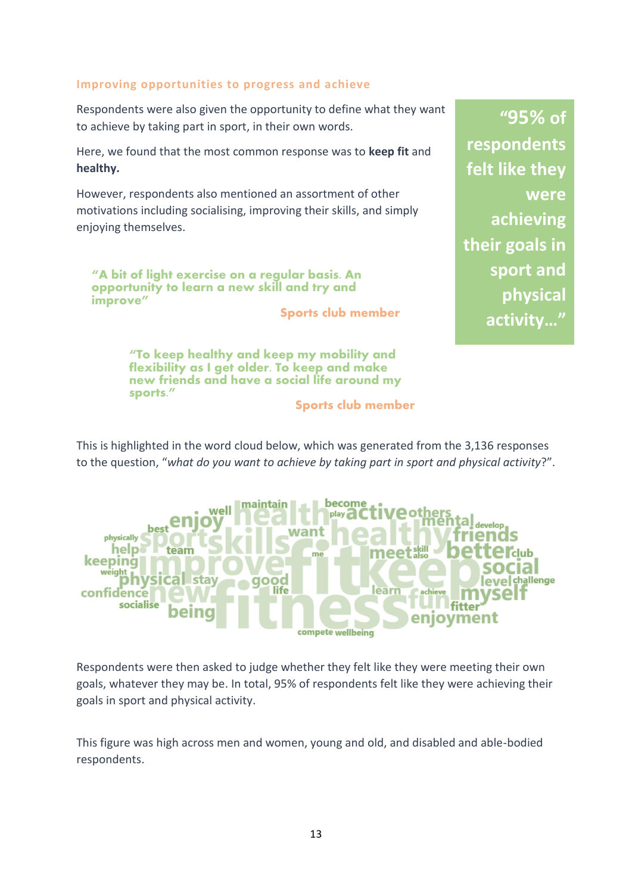### Improving opportunities to progress and achieve

Respondents were also given the opportunity to define what they want to achieve by taking part in sport, in their own words.

Here, we found that the most common response was to **keep fit** and **healthy.**

However, respondents also mentioned an assortment of other motivations including socialising, improving their skills, and simply enjoying themselves.

> **"95% of respondents felt like they were achieving their goals in sport and physical activity…"**

> **"A bit of light exercise on a regular basis. An opportunity to learn a new skill and try and improve"**
>
> **Sports club member**

> **"To keep healthy and keep my mobility and flexibility as I get older. To keep and make new friends and have a social life around my sports."**
>
> **Sports club member**

This is highlighted in the word cloud below, which was generated from the 3,136 responses to the question, "*what do you want to achieve by taking part in sport and physical activity*?".

maintain health become play active others mental develop well enjoy best physically sport skills want healthy friends help team me meet skill also better club keeping improve keep social weight physical stay good level challenge confidence new life fitness learn achieve myself socialise being fun fitter enjoyment compete wellbeing

Respondents were then asked to judge whether they felt like they were meeting their own goals, whatever they may be. In total, 95% of respondents felt like they were achieving their goals in sport and physical activity.

This figure was high across men and women, young and old, and disabled and able-bodied respondents.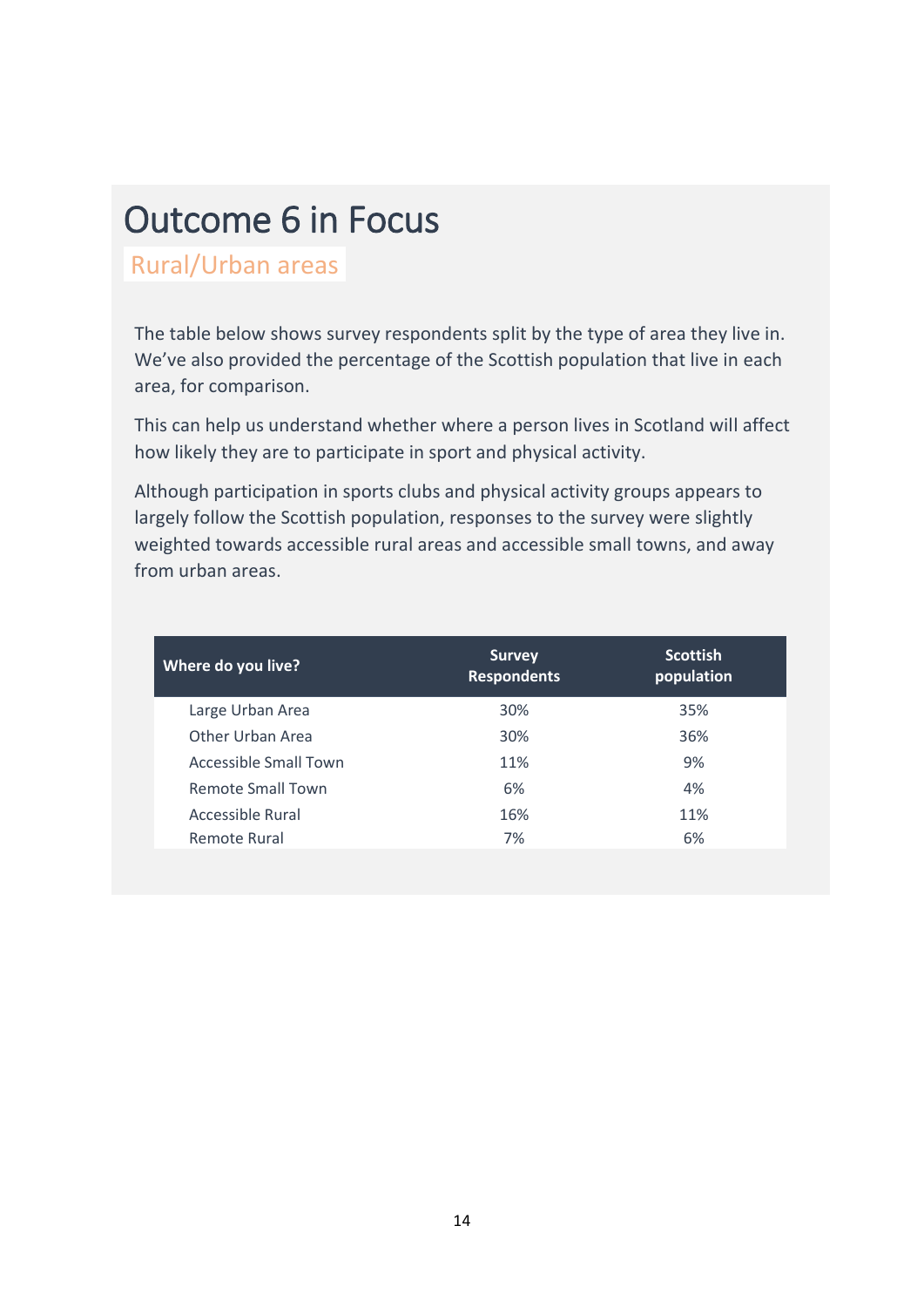# Outcome 6 in Focus

## Rural/Urban areas

The table below shows survey respondents split by the type of area they live in. We've also provided the percentage of the Scottish population that live in each area, for comparison.

This can help us understand whether where a person lives in Scotland will affect how likely they are to participate in sport and physical activity.

Although participation in sports clubs and physical activity groups appears to largely follow the Scottish population, responses to the survey were slightly weighted towards accessible rural areas and accessible small towns, and away from urban areas.

| Where do you live? | Survey Respondents | Scottish population |
|---|---|---|
| Large Urban Area | 30% | 35% |
| Other Urban Area | 30% | 36% |
| Accessible Small Town | 11% | 9% |
| Remote Small Town | 6% | 4% |
| Accessible Rural | 16% | 11% |
| Remote Rural | 7% | 6% |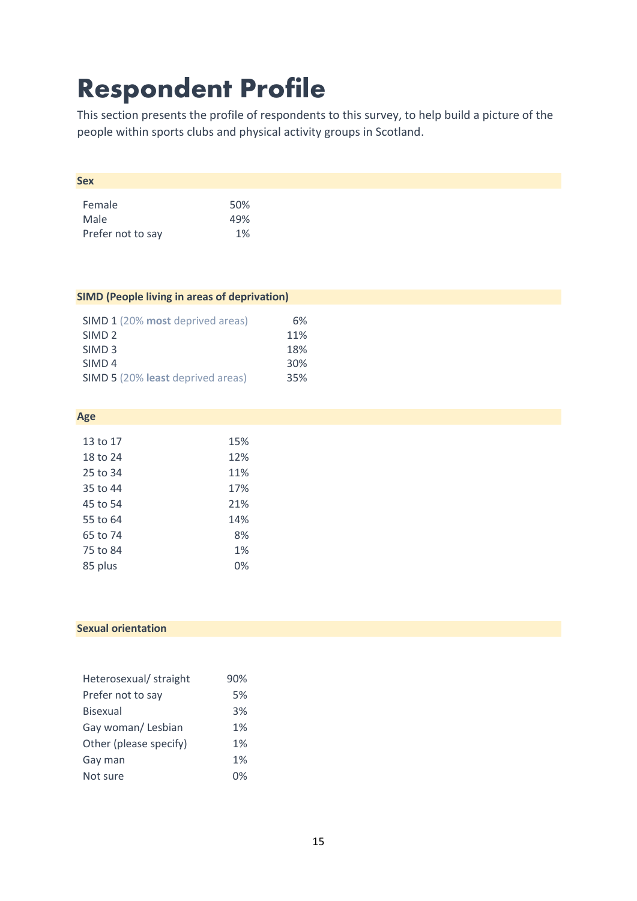# Respondent Profile

This section presents the profile of respondents to this survey, to help build a picture of the people within sports clubs and physical activity groups in Scotland.

| Sex | |
|---|---|
| Female | 50% |
| Male | 49% |
| Prefer not to say | 1% |

| SIMD (People living in areas of deprivation) | |
|---|---|
| SIMD 1 (20% **most** deprived areas) | 6% |
| SIMD 2 | 11% |
| SIMD 3 | 18% |
| SIMD 4 | 30% |
| SIMD 5 (20% **least** deprived areas) | 35% |

| Age | |
|---|---|
| 13 to 17 | 15% |
| 18 to 24 | 12% |
| 25 to 34 | 11% |
| 35 to 44 | 17% |
| 45 to 54 | 21% |
| 55 to 64 | 14% |
| 65 to 74 | 8% |
| 75 to 84 | 1% |
| 85 plus | 0% |

| Sexual orientation | |
|---|---|
| Heterosexual/ straight | 90% |
| Prefer not to say | 5% |
| Bisexual | 3% |
| Gay woman/ Lesbian | 1% |
| Other (please specify) | 1% |
| Gay man | 1% |
| Not sure | 0% |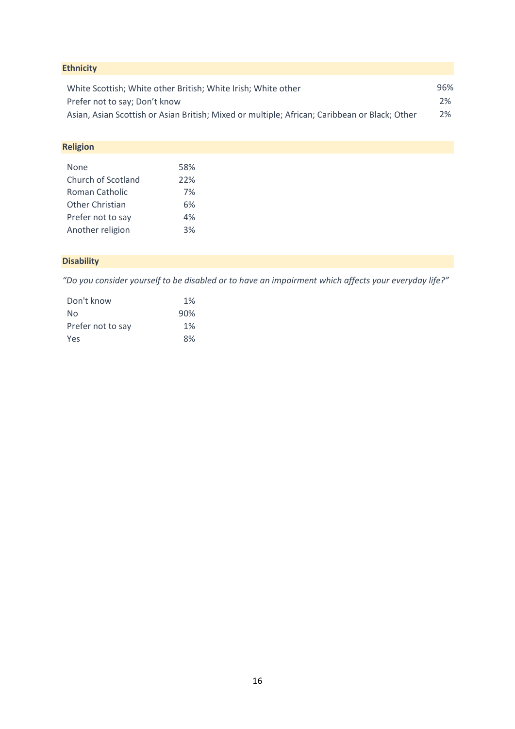### Ethnicity

| | |
|---|---|
| White Scottish; White other British; White Irish; White other | 96% |
| Prefer not to say; Don't know | 2% |
| Asian, Asian Scottish or Asian British; Mixed or multiple; African; Caribbean or Black; Other | 2% |

### Religion

| | |
|---|---|
| None | 58% |
| Church of Scotland | 22% |
| Roman Catholic | 7% |
| Other Christian | 6% |
| Prefer not to say | 4% |
| Another religion | 3% |

### Disability

*"Do you consider yourself to be disabled or to have an impairment which affects your everyday life?"*

| | |
|---|---|
| Don't know | 1% |
| No | 90% |
| Prefer not to say | 1% |
| Yes | 8% |